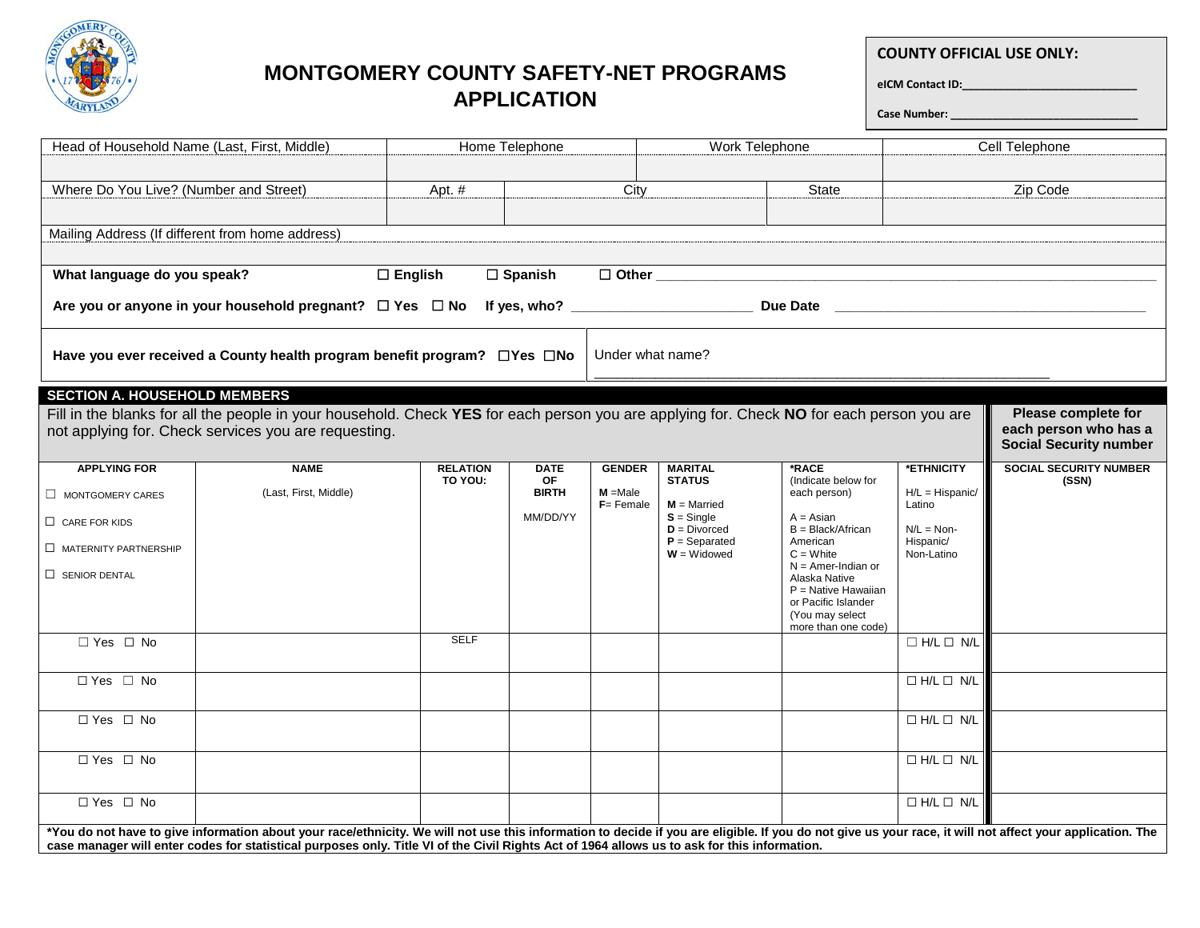# MONTGOMERY COUNTY SAFETY-NET PROGRAMS APPLICATION

**COUNTY OFFICIAL USE ONLY:**

**eICM Contact ID:**\_\_\_\_\_\_\_\_\_\_\_\_\_\_\_\_\_\_\_\_\_\_\_\_\_\_\_\_

**Case Number:** \_\_\_\_\_\_\_\_\_\_\_\_\_\_\_\_\_\_\_\_\_\_\_\_\_\_\_\_\_\_

| Head of Household Name (Last, First, Middle) | Home Telephone | Work Telephone | Cell Telephone |
|---|---|---|---|
| | | | |

| Where Do You Live? (Number and Street) | Apt. # | City | State | Zip Code |
|---|---|---|---|---|
| | | | | |

Mailing Address (If different from home address)

**What language do you speak?** ☐ **English** ☐ **Spanish** ☐ **Other** \_\_\_\_\_\_\_\_\_\_\_\_\_\_\_\_\_\_\_\_\_\_\_\_\_\_\_\_\_\_\_\_\_\_\_\_\_\_\_\_

**Are you or anyone in your household pregnant?** ☐ **Yes** ☐ **No** **If yes, who?** \_\_\_\_\_\_\_\_\_\_\_\_\_\_\_\_\_\_\_\_\_\_\_ **Due Date** \_\_\_\_\_\_\_\_\_\_\_\_\_\_\_\_\_\_\_\_\_\_\_\_\_\_\_\_\_\_\_\_\_\_\_\_\_\_\_\_

**Have you ever received a County health program benefit program?** ☐**Yes** ☐**No**

Under what name? \_\_\_\_\_\_\_\_\_\_\_\_\_\_\_\_\_\_\_\_\_\_\_\_\_\_\_\_\_\_\_\_\_\_\_\_\_\_\_\_\_\_\_\_\_\_\_\_\_\_\_\_\_\_\_\_\_\_

## SECTION A. HOUSEHOLD MEMBERS

Fill in the blanks for all the people in your household. Check **YES** for each person you are applying for. Check **NO** for each person you are not applying for. Check services you are requesting.

**Please complete for each person who has a Social Security number**

| APPLYING FOR<br>☐ MONTGOMERY CARES<br>☐ CARE FOR KIDS<br>☐ MATERNITY PARTNERSHIP<br>☐ SENIOR DENTAL | NAME<br>(Last, First, Middle) | RELATION TO YOU: | DATE OF BIRTH<br>MM/DD/YY | GENDER<br>**M** =Male<br>**F**= Female | MARITAL STATUS<br>**M** = Married<br>**S** = Single<br>**D** = Divorced<br>**P** = Separated<br>**W** = Widowed | *RACE<br>(Indicate below for each person)<br>A = Asian<br>B = Black/African American<br>C = White<br>N = Amer-Indian or Alaska Native<br>P = Native Hawaiian or Pacific Islander<br>(You may select more than one code) | *ETHNICITY<br>H/L = Hispanic/ Latino<br>N/L = Non-Hispanic/ Non-Latino | SOCIAL SECURITY NUMBER (SSN) |
|---|---|---|---|---|---|---|---|---|
| ☐ Yes ☐ No | | SELF | | | | | ☐ H/L ☐ N/L | |
| ☐ Yes ☐ No | | | | | | | ☐ H/L ☐ N/L | |
| ☐ Yes ☐ No | | | | | | | ☐ H/L ☐ N/L | |
| ☐ Yes ☐ No | | | | | | | ☐ H/L ☐ N/L | |
| ☐ Yes ☐ No | | | | | | | ☐ H/L ☐ N/L | |

***You do not have to give information about your race/ethnicity. We will not use this information to decide if you are eligible. If you do not give us your race, it will not affect your application. The case manager will enter codes for statistical purposes only. Title VI of the Civil Rights Act of 1964 allows us to ask for this information.**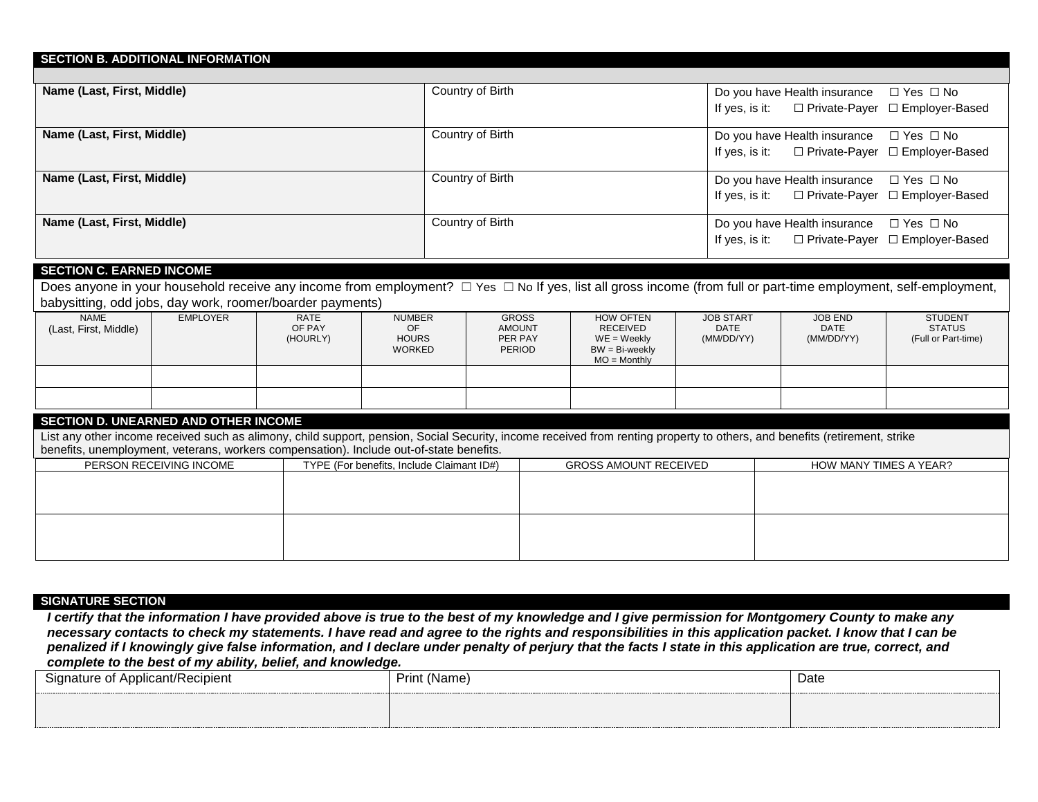## SECTION B. ADDITIONAL INFORMATION

| Name (Last, First, Middle) | Country of Birth | Do you have Health insurance ☐ Yes ☐ No<br>If yes, is it: ☐ Private-Payer ☐ Employer-Based |
|---|---|---|
| Name (Last, First, Middle) | Country of Birth | Do you have Health insurance ☐ Yes ☐ No<br>If yes, is it: ☐ Private-Payer ☐ Employer-Based |
| Name (Last, First, Middle) | Country of Birth | Do you have Health insurance ☐ Yes ☐ No<br>If yes, is it: ☐ Private-Payer ☐ Employer-Based |
| Name (Last, First, Middle) | Country of Birth | Do you have Health insurance ☐ Yes ☐ No<br>If yes, is it: ☐ Private-Payer ☐ Employer-Based |

## SECTION C. EARNED INCOME

Does anyone in your household receive any income from employment? ☐ Yes ☐ No If yes, list all gross income (from full or part-time employment, self-employment, babysitting, odd jobs, day work, roomer/boarder payments)

| NAME (Last, First, Middle) | EMPLOYER | RATE OF PAY (HOURLY) | NUMBER OF HOURS WORKED | GROSS AMOUNT PER PAY PERIOD | HOW OFTEN RECEIVED WE = Weekly BW = Bi-weekly MO = Monthly | JOB START DATE (MM/DD/YY) | JOB END DATE (MM/DD/YY) | STUDENT STATUS (Full or Part-time) |
|---|---|---|---|---|---|---|---|---|
| | | | | | | | | |
| | | | | | | | | |

## SECTION D. UNEARNED AND OTHER INCOME

List any other income received such as alimony, child support, pension, Social Security, income received from renting property to others, and benefits (retirement, strike benefits, unemployment, veterans, workers compensation). Include out-of-state benefits.

| PERSON RECEIVING INCOME | TYPE (For benefits, Include Claimant ID#) | GROSS AMOUNT RECEIVED | HOW MANY TIMES A YEAR? |
|---|---|---|---|
| | | | |
| | | | |

## SIGNATURE SECTION

***I certify that the information I have provided above is true to the best of my knowledge and I give permission for Montgomery County to make any necessary contacts to check my statements. I have read and agree to the rights and responsibilities in this application packet. I know that I can be penalized if I knowingly give false information, and I declare under penalty of perjury that the facts I state in this application are true, correct, and complete to the best of my ability, belief, and knowledge.***

| Signature of Applicant/Recipient | Print (Name) | Date |
|---|---|---|
| | | |